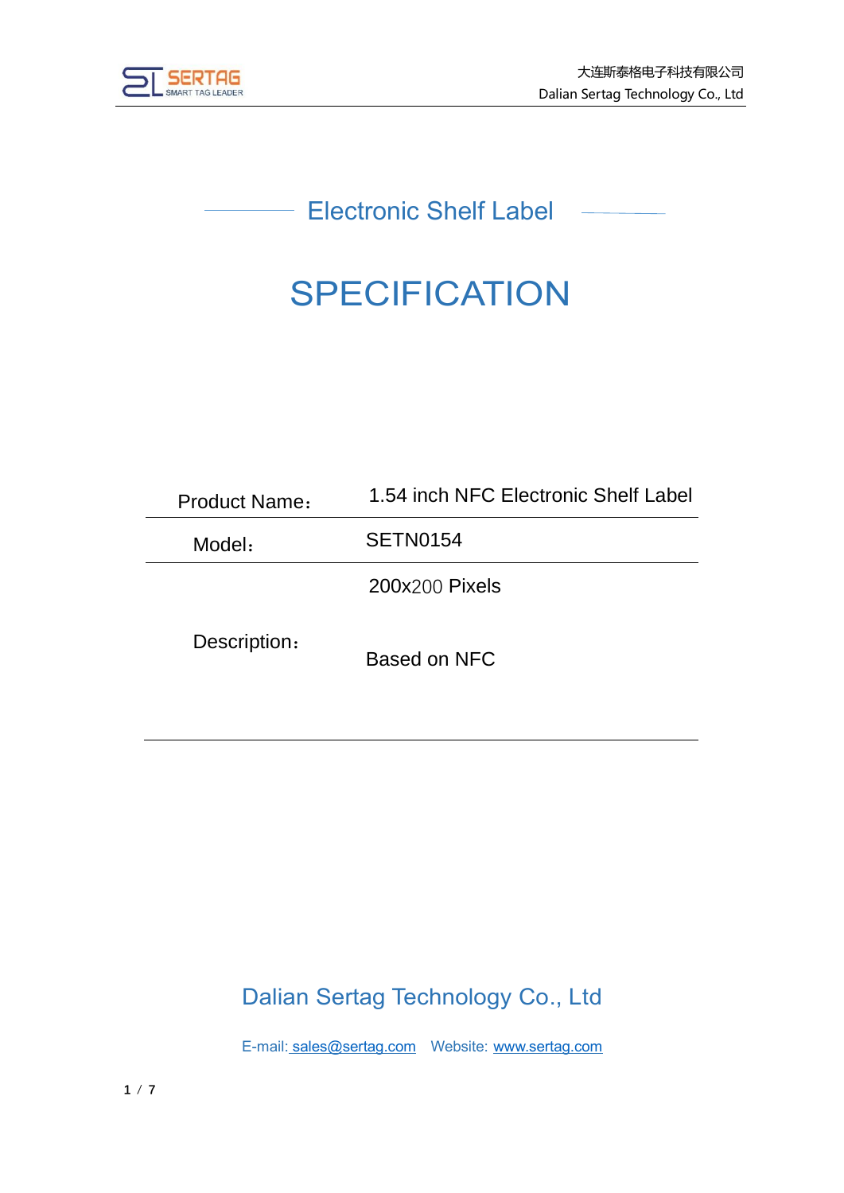# Electronic Shelf Label

# SPECIFICATION

| Product Name： | 1.54 inch NFC Electronic Shelf Label |
| --- | --- |
| Model： | SETN0154 |
| Description： | 200x200 Pixels<br>Based on NFC |

Dalian Sertag Technology Co., Ltd

E-mail: sales@sertag.com Website: www.sertag.com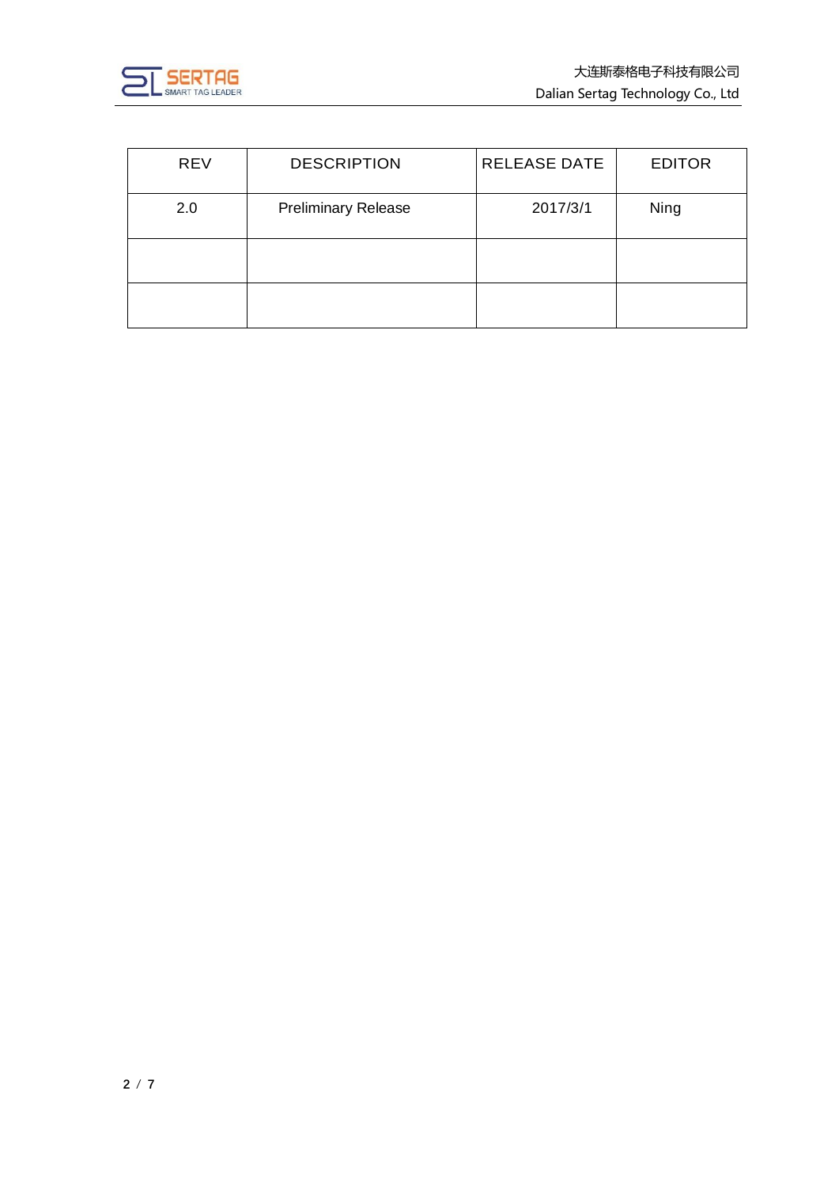| REV | DESCRIPTION | RELEASE DATE | EDITOR |
| --- | --- | --- | --- |
| 2.0 | Preliminary Release | 2017/3/1 | Ning |
| | | | |
| | | | |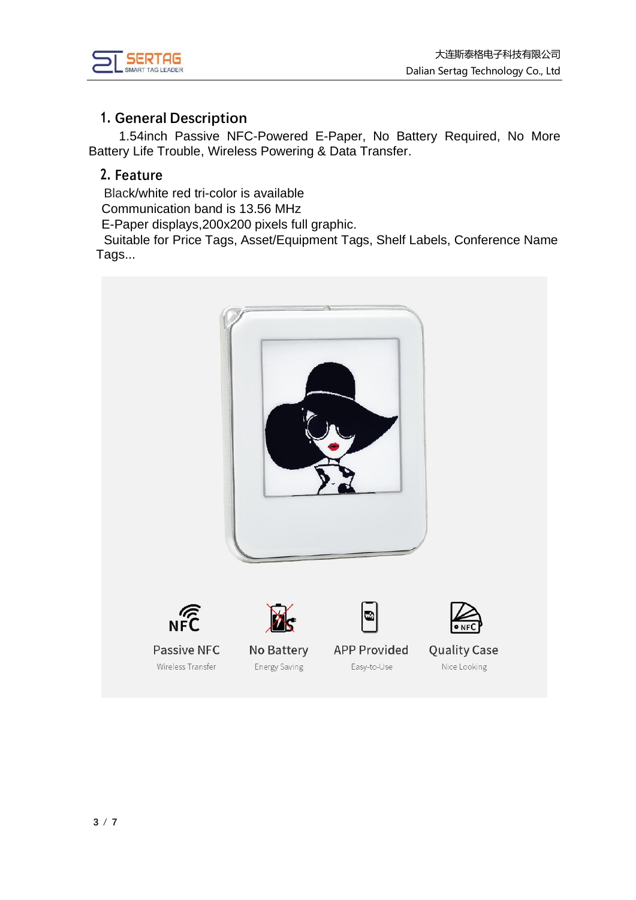## 1. General Description

1.54inch Passive NFC-Powered E-Paper, No Battery Required, No More Battery Life Trouble, Wireless Powering & Data Transfer.

## 2. Feature

Black/white red tri-color is available
Communication band is 13.56 MHz
E-Paper displays,200x200 pixels full graphic.
Suitable for Price Tags, Asset/Equipment Tags, Shelf Labels, Conference Name Tags...

Passive NFC
Wireless Transfer

No Battery
Energy Saving

APP Provided
Easy-to-Use

Quality Case
Nice Looking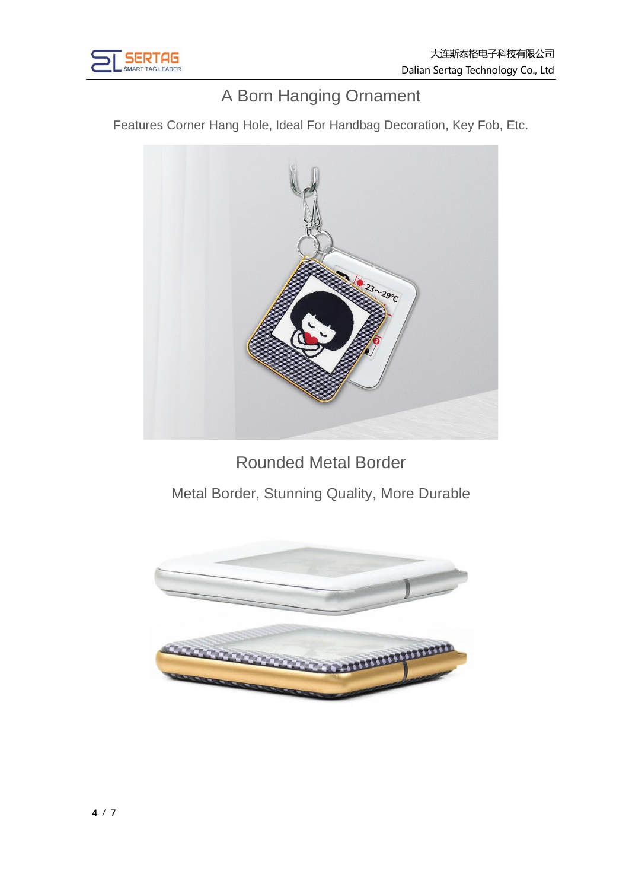# A Born Hanging Ornament

Features Corner Hang Hole, Ideal For Handbag Decoration, Key Fob, Etc.

# Rounded Metal Border

Metal Border, Stunning Quality, More Durable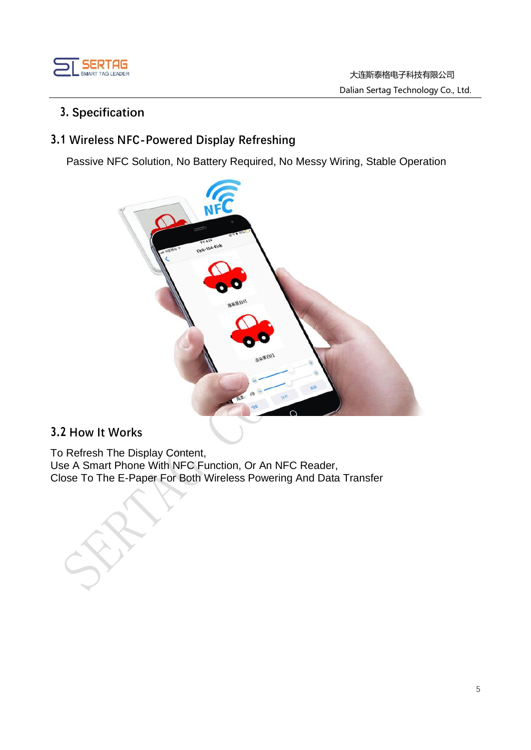## 3. Specification

### 3.1 Wireless NFC-Powered Display Refreshing

Passive NFC Solution, No Battery Required, No Messy Wiring, Stable Operation

### 3.2 How It Works

To Refresh The Display Content,
Use A Smart Phone With NFC Function, Or An NFC Reader,
Close To The E-Paper For Both Wireless Powering And Data Transfer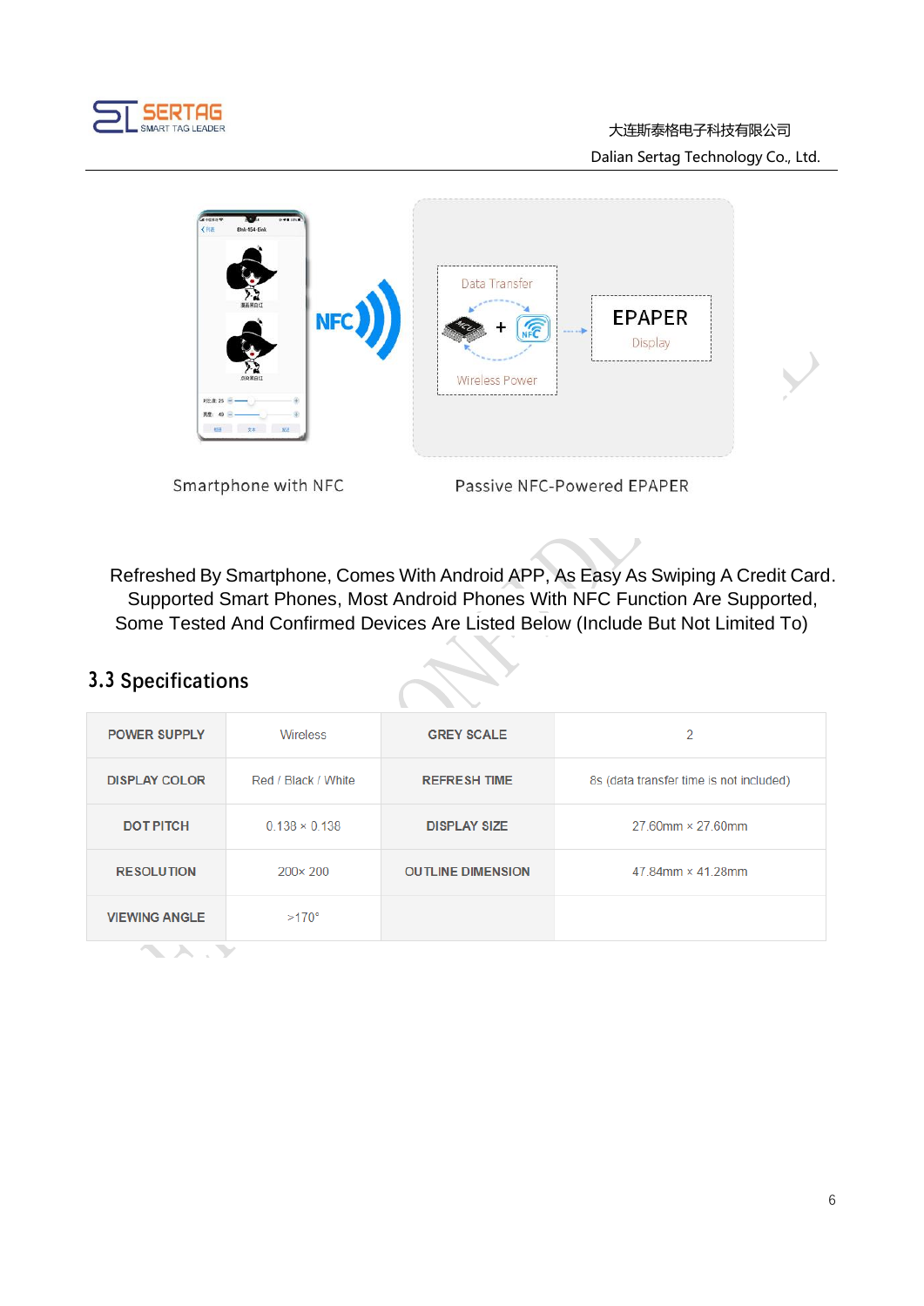Smartphone with NFC

Passive NFC-Powered EPAPER

Refreshed By Smartphone, Comes With Android APP, As Easy As Swiping A Credit Card. Supported Smart Phones, Most Android Phones With NFC Function Are Supported, Some Tested And Confirmed Devices Are Listed Below (Include But Not Limited To)

## 3.3 Specifications

| POWER SUPPLY | Wireless | GREY SCALE | 2 |
|---|---|---|---|
| DISPLAY COLOR | Red / Black / White | REFRESH TIME | 8s (data transfer time is not included) |
| DOT PITCH | 0.138 × 0.138 | DISPLAY SIZE | 27.60mm × 27.60mm |
| RESOLUTION | 200× 200 | OUTLINE DIMENSION | 47.84mm × 41.28mm |
| VIEWING ANGLE | >170° | | |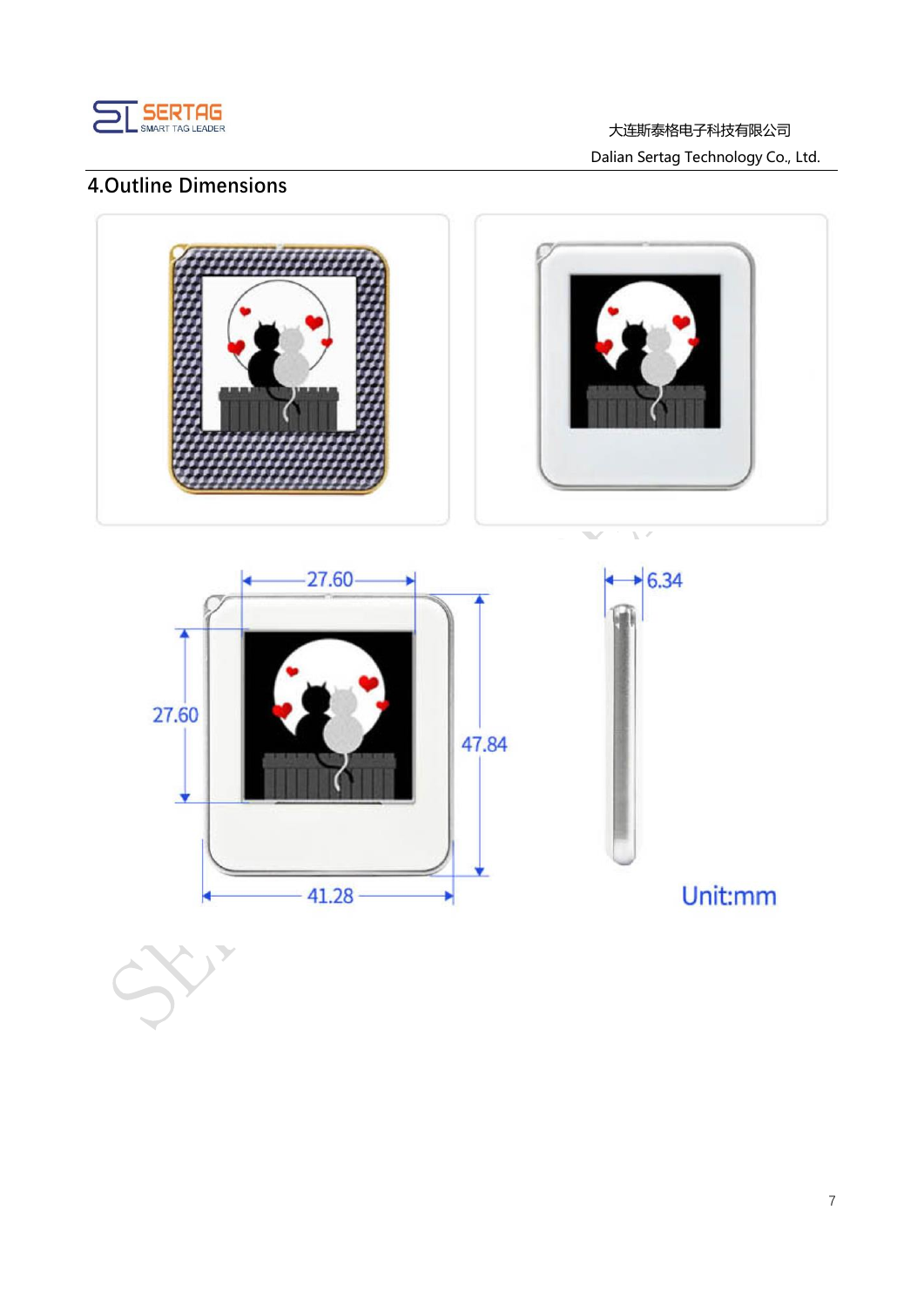## 4.Outline Dimensions

27.60

27.60

47.84

41.28

6.34

Unit:mm